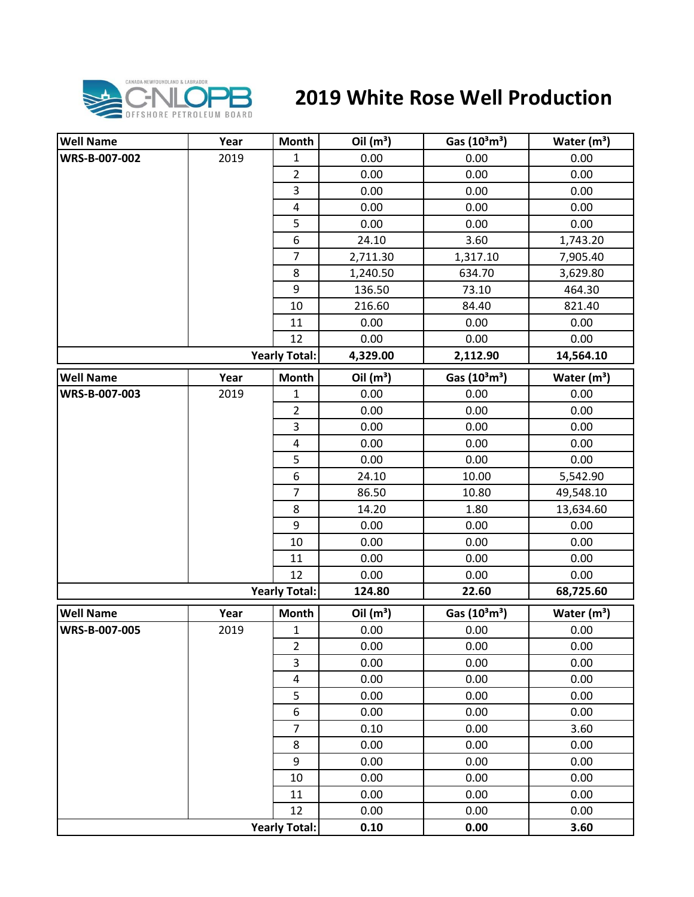# 2019 White Rose Well Production

| Well Name | Year | Month | Oil ($m^3$) | Gas ($10^3 m^3$) | Water ($m^3$) |
|---|---|---|---|---|---|
| **WRS-B-007-002** | 2019 | 1 | 0.00 | 0.00 | 0.00 |
| | | 2 | 0.00 | 0.00 | 0.00 |
| | | 3 | 0.00 | 0.00 | 0.00 |
| | | 4 | 0.00 | 0.00 | 0.00 |
| | | 5 | 0.00 | 0.00 | 0.00 |
| | | 6 | 24.10 | 3.60 | 1,743.20 |
| | | 7 | 2,711.30 | 1,317.10 | 7,905.40 |
| | | 8 | 1,240.50 | 634.70 | 3,629.80 |
| | | 9 | 136.50 | 73.10 | 464.30 |
| | | 10 | 216.60 | 84.40 | 821.40 |
| | | 11 | 0.00 | 0.00 | 0.00 |
| | | 12 | 0.00 | 0.00 | 0.00 |
| | | **Yearly Total:** | **4,329.00** | **2,112.90** | **14,564.10** |

| Well Name | Year | Month | Oil ($m^3$) | Gas ($10^3 m^3$) | Water ($m^3$) |
|---|---|---|---|---|---|
| **WRS-B-007-003** | 2019 | 1 | 0.00 | 0.00 | 0.00 |
| | | 2 | 0.00 | 0.00 | 0.00 |
| | | 3 | 0.00 | 0.00 | 0.00 |
| | | 4 | 0.00 | 0.00 | 0.00 |
| | | 5 | 0.00 | 0.00 | 0.00 |
| | | 6 | 24.10 | 10.00 | 5,542.90 |
| | | 7 | 86.50 | 10.80 | 49,548.10 |
| | | 8 | 14.20 | 1.80 | 13,634.60 |
| | | 9 | 0.00 | 0.00 | 0.00 |
| | | 10 | 0.00 | 0.00 | 0.00 |
| | | 11 | 0.00 | 0.00 | 0.00 |
| | | 12 | 0.00 | 0.00 | 0.00 |
| | | **Yearly Total:** | **124.80** | **22.60** | **68,725.60** |

| Well Name | Year | Month | Oil ($m^3$) | Gas ($10^3 m^3$) | Water ($m^3$) |
|---|---|---|---|---|---|
| **WRS-B-007-005** | 2019 | 1 | 0.00 | 0.00 | 0.00 |
| | | 2 | 0.00 | 0.00 | 0.00 |
| | | 3 | 0.00 | 0.00 | 0.00 |
| | | 4 | 0.00 | 0.00 | 0.00 |
| | | 5 | 0.00 | 0.00 | 0.00 |
| | | 6 | 0.00 | 0.00 | 0.00 |
| | | 7 | 0.10 | 0.00 | 3.60 |
| | | 8 | 0.00 | 0.00 | 0.00 |
| | | 9 | 0.00 | 0.00 | 0.00 |
| | | 10 | 0.00 | 0.00 | 0.00 |
| | | 11 | 0.00 | 0.00 | 0.00 |
| | | 12 | 0.00 | 0.00 | 0.00 |
| | | **Yearly Total:** | **0.10** | **0.00** | **3.60** |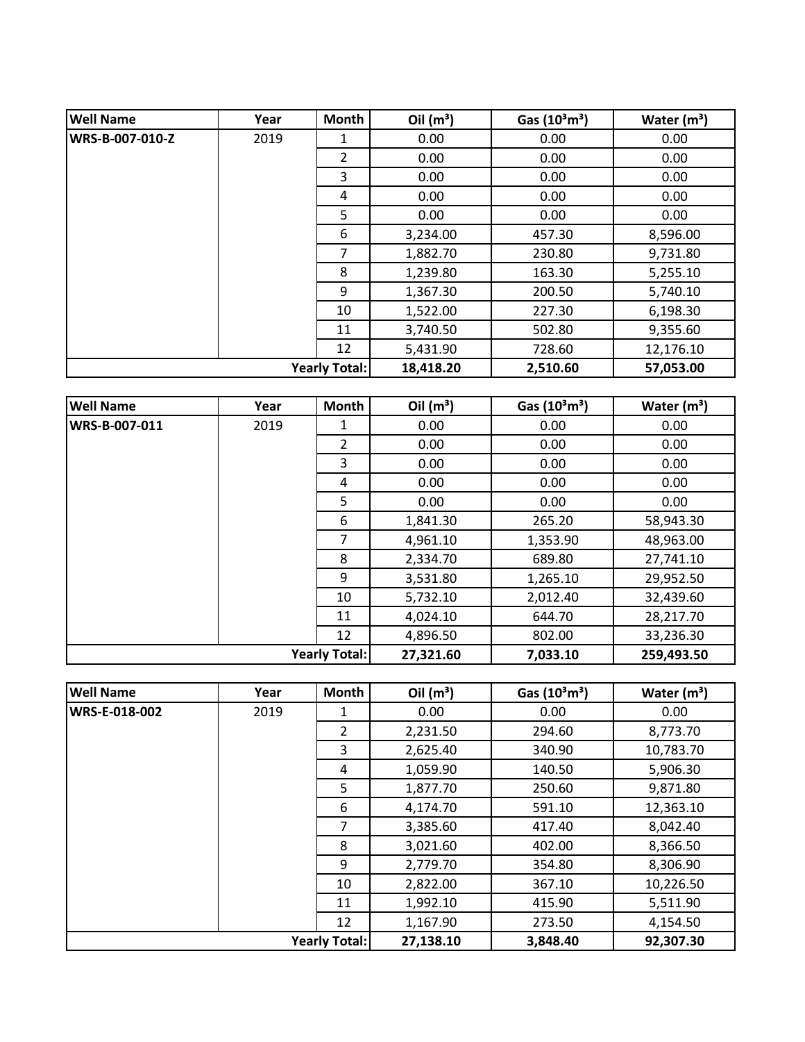| Well Name | Year | Month | Oil ($m^3$) | Gas ($10^3 m^3$) | Water ($m^3$) |
|---|---|---|---|---|---|
| **WRS-B-007-010-Z** | 2019 | 1 | 0.00 | 0.00 | 0.00 |
| | | 2 | 0.00 | 0.00 | 0.00 |
| | | 3 | 0.00 | 0.00 | 0.00 |
| | | 4 | 0.00 | 0.00 | 0.00 |
| | | 5 | 0.00 | 0.00 | 0.00 |
| | | 6 | 3,234.00 | 457.30 | 8,596.00 |
| | | 7 | 1,882.70 | 230.80 | 9,731.80 |
| | | 8 | 1,239.80 | 163.30 | 5,255.10 |
| | | 9 | 1,367.30 | 200.50 | 5,740.10 |
| | | 10 | 1,522.00 | 227.30 | 6,198.30 |
| | | 11 | 3,740.50 | 502.80 | 9,355.60 |
| | | 12 | 5,431.90 | 728.60 | 12,176.10 |
| | | **Yearly Total:** | **18,418.20** | **2,510.60** | **57,053.00** |

| Well Name | Year | Month | Oil ($m^3$) | Gas ($10^3 m^3$) | Water ($m^3$) |
|---|---|---|---|---|---|
| **WRS-B-007-011** | 2019 | 1 | 0.00 | 0.00 | 0.00 |
| | | 2 | 0.00 | 0.00 | 0.00 |
| | | 3 | 0.00 | 0.00 | 0.00 |
| | | 4 | 0.00 | 0.00 | 0.00 |
| | | 5 | 0.00 | 0.00 | 0.00 |
| | | 6 | 1,841.30 | 265.20 | 58,943.30 |
| | | 7 | 4,961.10 | 1,353.90 | 48,963.00 |
| | | 8 | 2,334.70 | 689.80 | 27,741.10 |
| | | 9 | 3,531.80 | 1,265.10 | 29,952.50 |
| | | 10 | 5,732.10 | 2,012.40 | 32,439.60 |
| | | 11 | 4,024.10 | 644.70 | 28,217.70 |
| | | 12 | 4,896.50 | 802.00 | 33,236.30 |
| | | **Yearly Total:** | **27,321.60** | **7,033.10** | **259,493.50** |

| Well Name | Year | Month | Oil ($m^3$) | Gas ($10^3 m^3$) | Water ($m^3$) |
|---|---|---|---|---|---|
| **WRS-E-018-002** | 2019 | 1 | 0.00 | 0.00 | 0.00 |
| | | 2 | 2,231.50 | 294.60 | 8,773.70 |
| | | 3 | 2,625.40 | 340.90 | 10,783.70 |
| | | 4 | 1,059.90 | 140.50 | 5,906.30 |
| | | 5 | 1,877.70 | 250.60 | 9,871.80 |
| | | 6 | 4,174.70 | 591.10 | 12,363.10 |
| | | 7 | 3,385.60 | 417.40 | 8,042.40 |
| | | 8 | 3,021.60 | 402.00 | 8,366.50 |
| | | 9 | 2,779.70 | 354.80 | 8,306.90 |
| | | 10 | 2,822.00 | 367.10 | 10,226.50 |
| | | 11 | 1,992.10 | 415.90 | 5,511.90 |
| | | 12 | 1,167.90 | 273.50 | 4,154.50 |
| | | **Yearly Total:** | **27,138.10** | **3,848.40** | **92,307.30** |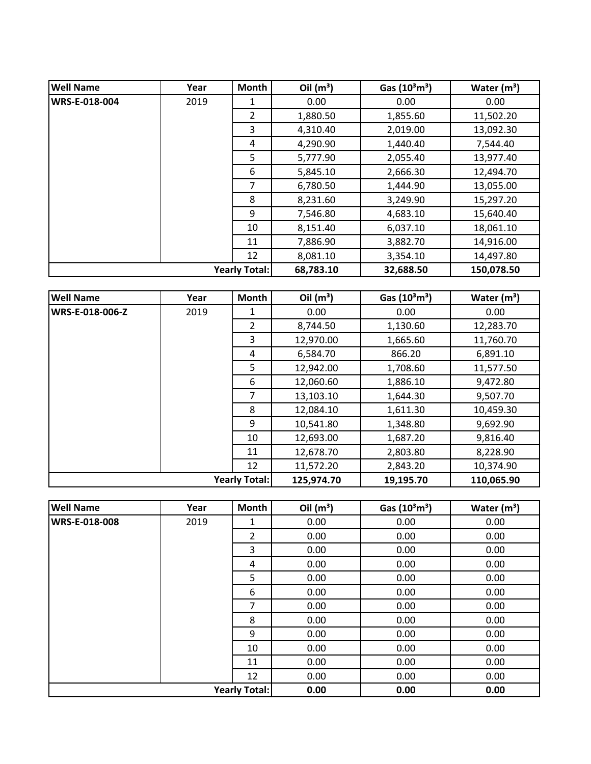| Well Name | Year | Month | Oil ($m^3$) | Gas ($10^3m^3$) | Water ($m^3$) |
|---|---|---|---|---|---|
| WRS-E-018-004 | 2019 | 1 | 0.00 | 0.00 | 0.00 |
| | | 2 | 1,880.50 | 1,855.60 | 11,502.20 |
| | | 3 | 4,310.40 | 2,019.00 | 13,092.30 |
| | | 4 | 4,290.90 | 1,440.40 | 7,544.40 |
| | | 5 | 5,777.90 | 2,055.40 | 13,977.40 |
| | | 6 | 5,845.10 | 2,666.30 | 12,494.70 |
| | | 7 | 6,780.50 | 1,444.90 | 13,055.00 |
| | | 8 | 8,231.60 | 3,249.90 | 15,297.20 |
| | | 9 | 7,546.80 | 4,683.10 | 15,640.40 |
| | | 10 | 8,151.40 | 6,037.10 | 18,061.10 |
| | | 11 | 7,886.90 | 3,882.70 | 14,916.00 |
| | | 12 | 8,081.10 | 3,354.10 | 14,497.80 |
| | | **Yearly Total:** | **68,783.10** | **32,688.50** | **150,078.50** |

| Well Name | Year | Month | Oil ($m^3$) | Gas ($10^3m^3$) | Water ($m^3$) |
|---|---|---|---|---|---|
| WRS-E-018-006-Z | 2019 | 1 | 0.00 | 0.00 | 0.00 |
| | | 2 | 8,744.50 | 1,130.60 | 12,283.70 |
| | | 3 | 12,970.00 | 1,665.60 | 11,760.70 |
| | | 4 | 6,584.70 | 866.20 | 6,891.10 |
| | | 5 | 12,942.00 | 1,708.60 | 11,577.50 |
| | | 6 | 12,060.60 | 1,886.10 | 9,472.80 |
| | | 7 | 13,103.10 | 1,644.30 | 9,507.70 |
| | | 8 | 12,084.10 | 1,611.30 | 10,459.30 |
| | | 9 | 10,541.80 | 1,348.80 | 9,692.90 |
| | | 10 | 12,693.00 | 1,687.20 | 9,816.40 |
| | | 11 | 12,678.70 | 2,803.80 | 8,228.90 |
| | | 12 | 11,572.20 | 2,843.20 | 10,374.90 |
| | | **Yearly Total:** | **125,974.70** | **19,195.70** | **110,065.90** |

| Well Name | Year | Month | Oil ($m^3$) | Gas ($10^3m^3$) | Water ($m^3$) |
|---|---|---|---|---|---|
| WRS-E-018-008 | 2019 | 1 | 0.00 | 0.00 | 0.00 |
| | | 2 | 0.00 | 0.00 | 0.00 |
| | | 3 | 0.00 | 0.00 | 0.00 |
| | | 4 | 0.00 | 0.00 | 0.00 |
| | | 5 | 0.00 | 0.00 | 0.00 |
| | | 6 | 0.00 | 0.00 | 0.00 |
| | | 7 | 0.00 | 0.00 | 0.00 |
| | | 8 | 0.00 | 0.00 | 0.00 |
| | | 9 | 0.00 | 0.00 | 0.00 |
| | | 10 | 0.00 | 0.00 | 0.00 |
| | | 11 | 0.00 | 0.00 | 0.00 |
| | | 12 | 0.00 | 0.00 | 0.00 |
| | | **Yearly Total:** | **0.00** | **0.00** | **0.00** |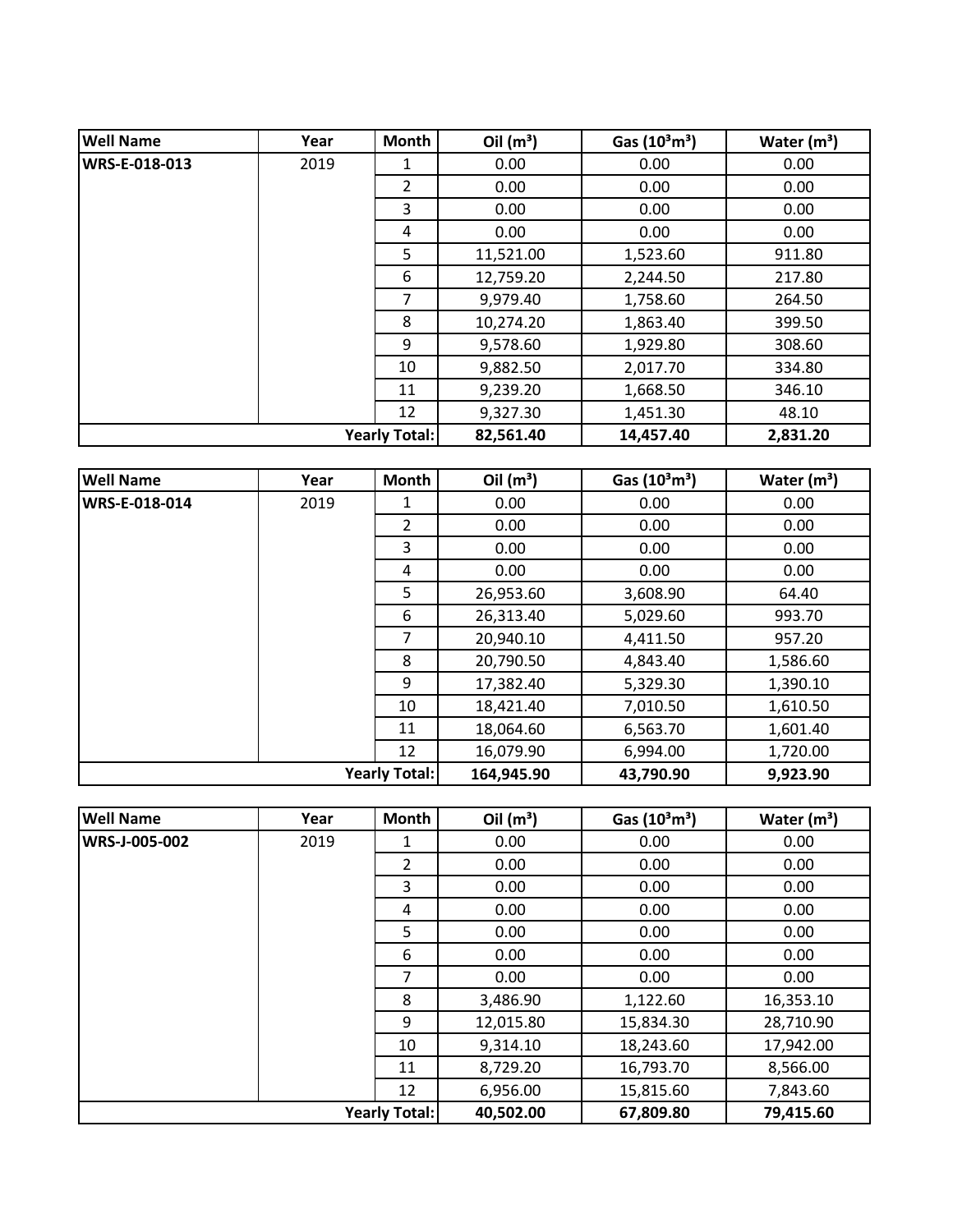| Well Name | Year | Month | Oil ($m^3$) | Gas ($10^3m^3$) | Water ($m^3$) |
|---|---|---|---|---|---|
| WRS-E-018-013 | 2019 | 1 | 0.00 | 0.00 | 0.00 |
| | | 2 | 0.00 | 0.00 | 0.00 |
| | | 3 | 0.00 | 0.00 | 0.00 |
| | | 4 | 0.00 | 0.00 | 0.00 |
| | | 5 | 11,521.00 | 1,523.60 | 911.80 |
| | | 6 | 12,759.20 | 2,244.50 | 217.80 |
| | | 7 | 9,979.40 | 1,758.60 | 264.50 |
| | | 8 | 10,274.20 | 1,863.40 | 399.50 |
| | | 9 | 9,578.60 | 1,929.80 | 308.60 |
| | | 10 | 9,882.50 | 2,017.70 | 334.80 |
| | | 11 | 9,239.20 | 1,668.50 | 346.10 |
| | | 12 | 9,327.30 | 1,451.30 | 48.10 |
| | | **Yearly Total:** | **82,561.40** | **14,457.40** | **2,831.20** |

| Well Name | Year | Month | Oil ($m^3$) | Gas ($10^3m^3$) | Water ($m^3$) |
|---|---|---|---|---|---|
| WRS-E-018-014 | 2019 | 1 | 0.00 | 0.00 | 0.00 |
| | | 2 | 0.00 | 0.00 | 0.00 |
| | | 3 | 0.00 | 0.00 | 0.00 |
| | | 4 | 0.00 | 0.00 | 0.00 |
| | | 5 | 26,953.60 | 3,608.90 | 64.40 |
| | | 6 | 26,313.40 | 5,029.60 | 993.70 |
| | | 7 | 20,940.10 | 4,411.50 | 957.20 |
| | | 8 | 20,790.50 | 4,843.40 | 1,586.60 |
| | | 9 | 17,382.40 | 5,329.30 | 1,390.10 |
| | | 10 | 18,421.40 | 7,010.50 | 1,610.50 |
| | | 11 | 18,064.60 | 6,563.70 | 1,601.40 |
| | | 12 | 16,079.90 | 6,994.00 | 1,720.00 |
| | | **Yearly Total:** | **164,945.90** | **43,790.90** | **9,923.90** |

| Well Name | Year | Month | Oil ($m^3$) | Gas ($10^3m^3$) | Water ($m^3$) |
|---|---|---|---|---|---|
| WRS-J-005-002 | 2019 | 1 | 0.00 | 0.00 | 0.00 |
| | | 2 | 0.00 | 0.00 | 0.00 |
| | | 3 | 0.00 | 0.00 | 0.00 |
| | | 4 | 0.00 | 0.00 | 0.00 |
| | | 5 | 0.00 | 0.00 | 0.00 |
| | | 6 | 0.00 | 0.00 | 0.00 |
| | | 7 | 0.00 | 0.00 | 0.00 |
| | | 8 | 3,486.90 | 1,122.60 | 16,353.10 |
| | | 9 | 12,015.80 | 15,834.30 | 28,710.90 |
| | | 10 | 9,314.10 | 18,243.60 | 17,942.00 |
| | | 11 | 8,729.20 | 16,793.70 | 8,566.00 |
| | | 12 | 6,956.00 | 15,815.60 | 7,843.60 |
| | | **Yearly Total:** | **40,502.00** | **67,809.80** | **79,415.60** |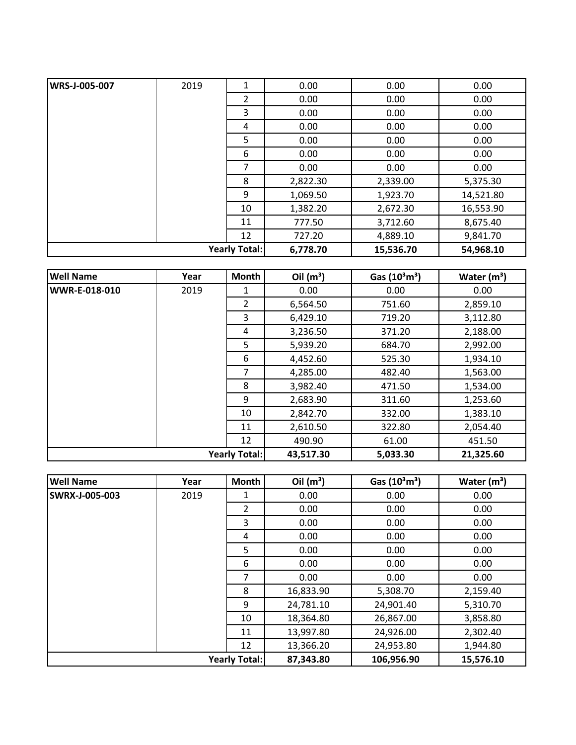| WRS-J-005-007 | 2019 | 1 | 0.00 | 0.00 | 0.00 |
|---|---|---|---|---|---|
| | | 2 | 0.00 | 0.00 | 0.00 |
| | | 3 | 0.00 | 0.00 | 0.00 |
| | | 4 | 0.00 | 0.00 | 0.00 |
| | | 5 | 0.00 | 0.00 | 0.00 |
| | | 6 | 0.00 | 0.00 | 0.00 |
| | | 7 | 0.00 | 0.00 | 0.00 |
| | | 8 | 2,822.30 | 2,339.00 | 5,375.30 |
| | | 9 | 1,069.50 | 1,923.70 | 14,521.80 |
| | | 10 | 1,382.20 | 2,672.30 | 16,553.90 |
| | | 11 | 777.50 | 3,712.60 | 8,675.40 |
| | | 12 | 727.20 | 4,889.10 | 9,841.70 |
| | | **Yearly Total:** | **6,778.70** | **15,536.70** | **54,968.10** |

| Well Name | Year | Month | Oil ($m^3$) | Gas ($10^3m^3$) | Water ($m^3$) |
|---|---|---|---|---|---|
| WWR-E-018-010 | 2019 | 1 | 0.00 | 0.00 | 0.00 |
| | | 2 | 6,564.50 | 751.60 | 2,859.10 |
| | | 3 | 6,429.10 | 719.20 | 3,112.80 |
| | | 4 | 3,236.50 | 371.20 | 2,188.00 |
| | | 5 | 5,939.20 | 684.70 | 2,992.00 |
| | | 6 | 4,452.60 | 525.30 | 1,934.10 |
| | | 7 | 4,285.00 | 482.40 | 1,563.00 |
| | | 8 | 3,982.40 | 471.50 | 1,534.00 |
| | | 9 | 2,683.90 | 311.60 | 1,253.60 |
| | | 10 | 2,842.70 | 332.00 | 1,383.10 |
| | | 11 | 2,610.50 | 322.80 | 2,054.40 |
| | | 12 | 490.90 | 61.00 | 451.50 |
| | | **Yearly Total:** | **43,517.30** | **5,033.30** | **21,325.60** |

| Well Name | Year | Month | Oil ($m^3$) | Gas ($10^3m^3$) | Water ($m^3$) |
|---|---|---|---|---|---|
| SWRX-J-005-003 | 2019 | 1 | 0.00 | 0.00 | 0.00 |
| | | 2 | 0.00 | 0.00 | 0.00 |
| | | 3 | 0.00 | 0.00 | 0.00 |
| | | 4 | 0.00 | 0.00 | 0.00 |
| | | 5 | 0.00 | 0.00 | 0.00 |
| | | 6 | 0.00 | 0.00 | 0.00 |
| | | 7 | 0.00 | 0.00 | 0.00 |
| | | 8 | 16,833.90 | 5,308.70 | 2,159.40 |
| | | 9 | 24,781.10 | 24,901.40 | 5,310.70 |
| | | 10 | 18,364.80 | 26,867.00 | 3,858.80 |
| | | 11 | 13,997.80 | 24,926.00 | 2,302.40 |
| | | 12 | 13,366.20 | 24,953.80 | 1,944.80 |
| | | **Yearly Total:** | **87,343.80** | **106,956.90** | **15,576.10** |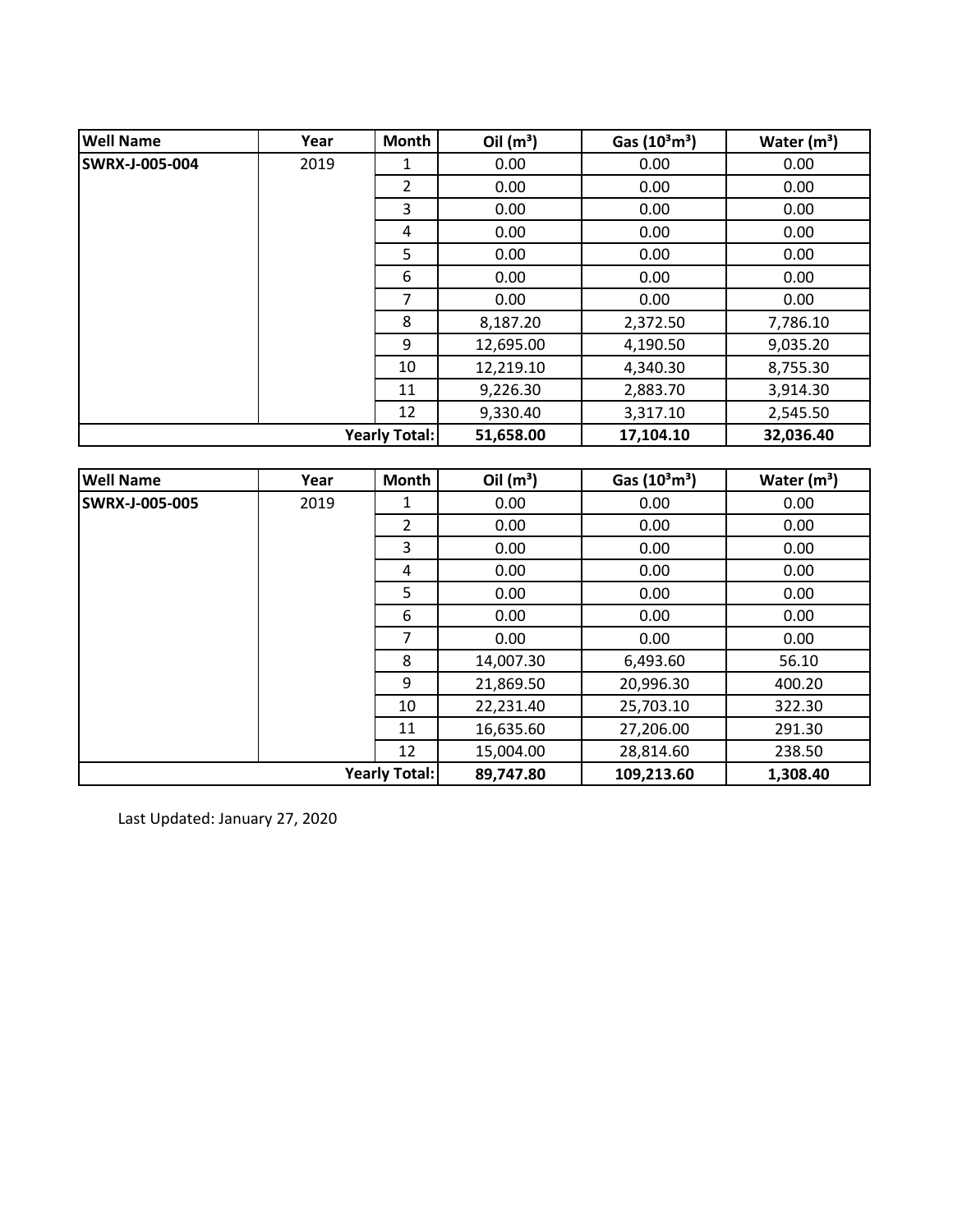| Well Name | Year | Month | Oil ($m^3$) | Gas ($10^3m^3$) | Water ($m^3$) |
|---|---|---|---|---|---|
| SWRX-J-005-004 | 2019 | 1 | 0.00 | 0.00 | 0.00 |
| | | 2 | 0.00 | 0.00 | 0.00 |
| | | 3 | 0.00 | 0.00 | 0.00 |
| | | 4 | 0.00 | 0.00 | 0.00 |
| | | 5 | 0.00 | 0.00 | 0.00 |
| | | 6 | 0.00 | 0.00 | 0.00 |
| | | 7 | 0.00 | 0.00 | 0.00 |
| | | 8 | 8,187.20 | 2,372.50 | 7,786.10 |
| | | 9 | 12,695.00 | 4,190.50 | 9,035.20 |
| | | 10 | 12,219.10 | 4,340.30 | 8,755.30 |
| | | 11 | 9,226.30 | 2,883.70 | 3,914.30 |
| | | 12 | 9,330.40 | 3,317.10 | 2,545.50 |
| | | **Yearly Total:** | **51,658.00** | **17,104.10** | **32,036.40** |

| Well Name | Year | Month | Oil ($m^3$) | Gas ($10^3m^3$) | Water ($m^3$) |
|---|---|---|---|---|---|
| SWRX-J-005-005 | 2019 | 1 | 0.00 | 0.00 | 0.00 |
| | | 2 | 0.00 | 0.00 | 0.00 |
| | | 3 | 0.00 | 0.00 | 0.00 |
| | | 4 | 0.00 | 0.00 | 0.00 |
| | | 5 | 0.00 | 0.00 | 0.00 |
| | | 6 | 0.00 | 0.00 | 0.00 |
| | | 7 | 0.00 | 0.00 | 0.00 |
| | | 8 | 14,007.30 | 6,493.60 | 56.10 |
| | | 9 | 21,869.50 | 20,996.30 | 400.20 |
| | | 10 | 22,231.40 | 25,703.10 | 322.30 |
| | | 11 | 16,635.60 | 27,206.00 | 291.30 |
| | | 12 | 15,004.00 | 28,814.60 | 238.50 |
| | | **Yearly Total:** | **89,747.80** | **109,213.60** | **1,308.40** |

Last Updated: January 27, 2020